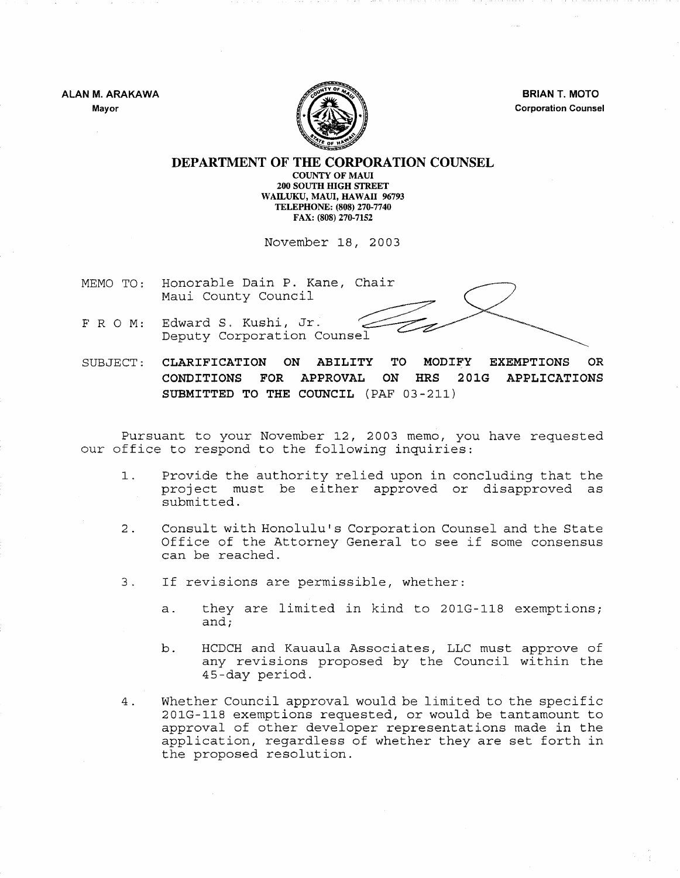ALAN M. ARAKAWA
Mayor

BRIAN T. MOTO
Corporation Counsel

# DEPARTMENT OF THE CORPORATION COUNSEL

COUNTY OF MAUI
200 SOUTH HIGH STREET
WAILUKU, MAUI, HAWAII 96793
TELEPHONE: (808) 270-7740
FAX: (808) 270-7152

November 18, 2003

MEMO TO: Honorable Dain P. Kane, Chair
Maui County Council

F R O M: Edward S. Kushi, Jr.
Deputy Corporation Counsel

SUBJECT: **CLARIFICATION ON ABILITY TO MODIFY EXEMPTIONS OR CONDITIONS FOR APPROVAL ON HRS 201G APPLICATIONS SUBMITTED TO THE COUNCIL** (PAF 03-211)

Pursuant to your November 12, 2003 memo, you have requested our office to respond to the following inquiries:

1. Provide the authority relied upon in concluding that the project must be either approved or disapproved as submitted.

2. Consult with Honolulu's Corporation Counsel and the State Office of the Attorney General to see if some consensus can be reached.

3. If revisions are permissible, whether:

   a. they are limited in kind to 201G-118 exemptions; and;

   b. HCDCH and Kauaula Associates, LLC must approve of any revisions proposed by the Council within the 45-day period.

4. Whether Council approval would be limited to the specific 201G-118 exemptions requested, or would be tantamount to approval of other developer representations made in the application, regardless of whether they are set forth in the proposed resolution.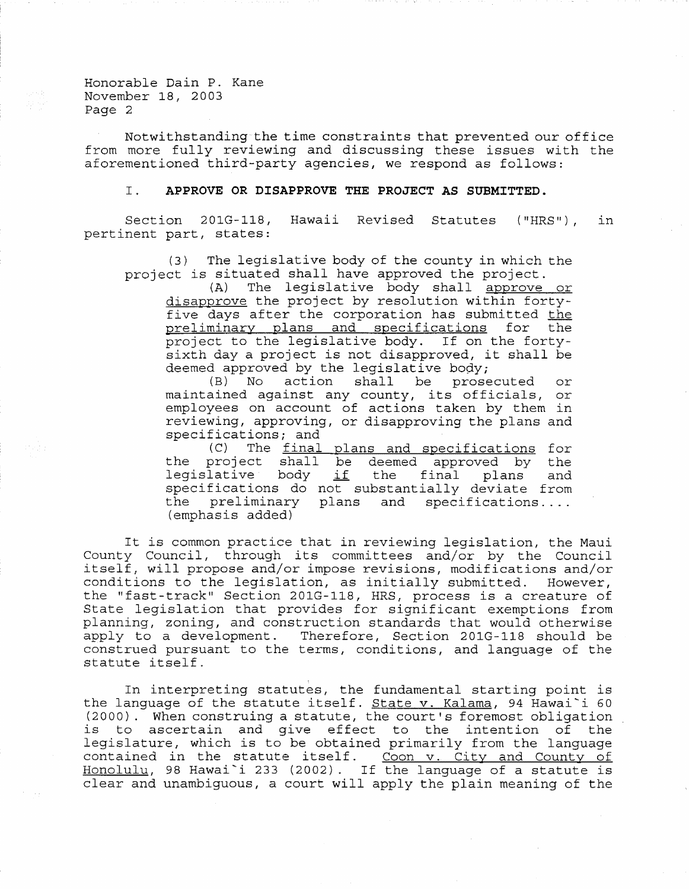Honorable Dain P. Kane
November 18, 2003

Notwithstanding the time constraints that prevented our office from more fully reviewing and discussing these issues with the aforementioned third-party agencies, we respond as follows:

I. **APPROVE OR DISAPPROVE THE PROJECT AS SUBMITTED.**

Section 201G-118, Hawaii Revised Statutes ("HRS"), in pertinent part, states:

> (3) The legislative body of the county in which the project is situated shall have approved the project.
>
> (A) The legislative body shall approve or disapprove the project by resolution within forty-five days after the corporation has submitted the preliminary plans and specifications for the project to the legislative body. If on the forty-sixth day a project is not disapproved, it shall be deemed approved by the legislative body;
>
> (B) No action shall be prosecuted or maintained against any county, its officials, or employees on account of actions taken by them in reviewing, approving, or disapproving the plans and specifications; and
>
> (C) The final plans and specifications for the project shall be deemed approved by the legislative body if the final plans and specifications do not substantially deviate from the preliminary plans and specifications.... (emphasis added)

It is common practice that in reviewing legislation, the Maui County Council, through its committees and/or by the Council itself, will propose and/or impose revisions, modifications and/or conditions to the legislation, as initially submitted. However, the "fast-track" Section 201G-118, HRS, process is a creature of State legislation that provides for significant exemptions from planning, zoning, and construction standards that would otherwise apply to a development. Therefore, Section 201G-118 should be construed pursuant to the terms, conditions, and language of the statute itself.

In interpreting statutes, the fundamental starting point is the language of the statute itself. State v. Kalama, 94 Hawai`i 60 (2000). When construing a statute, the court's foremost obligation is to ascertain and give effect to the intention of the legislature, which is to be obtained primarily from the language contained in the statute itself. Coon v. City and County of Honolulu, 98 Hawai`i 233 (2002). If the language of a statute is clear and unambiguous, a court will apply the plain meaning of the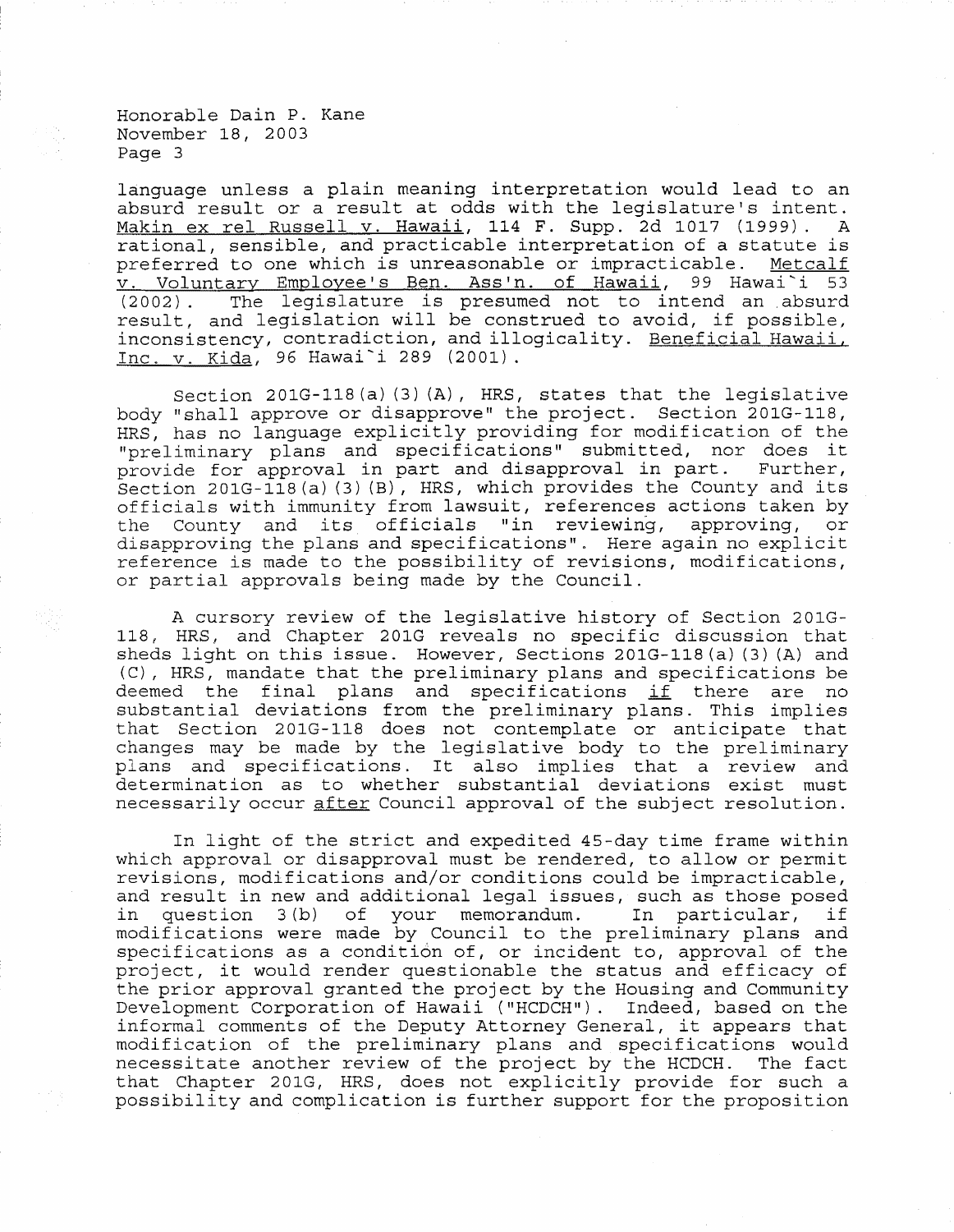language unless a plain meaning interpretation would lead to an absurd result or a result at odds with the legislature's intent. Makin ex rel Russell v. Hawaii, 114 F. Supp. 2d 1017 (1999). A rational, sensible, and practicable interpretation of a statute is preferred to one which is unreasonable or impracticable. Metcalf v. Voluntary Employee's Ben. Ass'n. of Hawaii, 99 Hawai`i 53 (2002). The legislature is presumed not to intend an absurd result, and legislation will be construed to avoid, if possible, inconsistency, contradiction, and illogicality. Beneficial Hawaii, Inc. v. Kida, 96 Hawai`i 289 (2001).

Section 201G-118(a)(3)(A), HRS, states that the legislative body "shall approve or disapprove" the project. Section 201G-118, HRS, has no language explicitly providing for modification of the "preliminary plans and specifications" submitted, nor does it provide for approval in part and disapproval in part. Further, Section 201G-118(a)(3)(B), HRS, which provides the County and its officials with immunity from lawsuit, references actions taken by the County and its officials "in reviewing, approving, or disapproving the plans and specifications". Here again no explicit reference is made to the possibility of revisions, modifications, or partial approvals being made by the Council.

A cursory review of the legislative history of Section 201G-118, HRS, and Chapter 201G reveals no specific discussion that sheds light on this issue. However, Sections 201G-118(a)(3)(A) and (C), HRS, mandate that the preliminary plans and specifications be deemed the final plans and specifications if there are no substantial deviations from the preliminary plans. This implies that Section 201G-118 does not contemplate or anticipate that changes may be made by the legislative body to the preliminary plans and specifications. It also implies that a review and determination as to whether substantial deviations exist must necessarily occur after Council approval of the subject resolution.

In light of the strict and expedited 45-day time frame within which approval or disapproval must be rendered, to allow or permit revisions, modifications and/or conditions could be impracticable, and result in new and additional legal issues, such as those posed in question 3(b) of your memorandum. In particular, if modifications were made by Council to the preliminary plans and specifications as a condition of, or incident to, approval of the project, it would render questionable the status and efficacy of the prior approval granted the project by the Housing and Community Development Corporation of Hawaii ("HCDCH"). Indeed, based on the informal comments of the Deputy Attorney General, it appears that modification of the preliminary plans and specifications would necessitate another review of the project by the HCDCH. The fact that Chapter 201G, HRS, does not explicitly provide for such a possibility and complication is further support for the proposition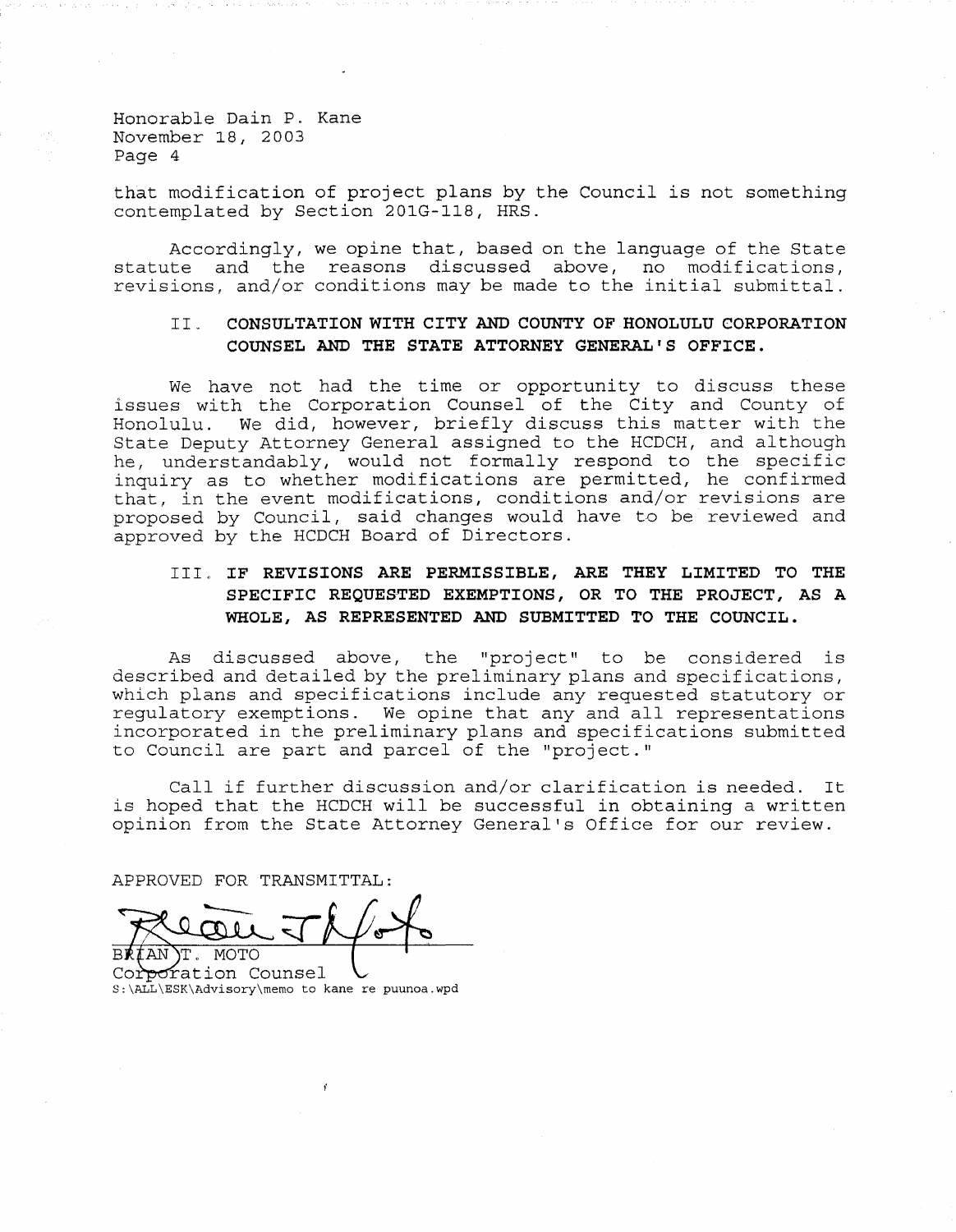Honorable Dain P. Kane
November 18, 2003
Page 4

that modification of project plans by the Council is not something contemplated by Section 201G-118, HRS.

Accordingly, we opine that, based on the language of the State statute and the reasons discussed above, no modifications, revisions, and/or conditions may be made to the initial submittal.

## II. CONSULTATION WITH CITY AND COUNTY OF HONOLULU CORPORATION COUNSEL AND THE STATE ATTORNEY GENERAL'S OFFICE.

We have not had the time or opportunity to discuss these issues with the Corporation Counsel of the City and County of Honolulu. We did, however, briefly discuss this matter with the State Deputy Attorney General assigned to the HCDCH, and although he, understandably, would not formally respond to the specific inquiry as to whether modifications are permitted, he confirmed that, in the event modifications, conditions and/or revisions are proposed by Council, said changes would have to be reviewed and approved by the HCDCH Board of Directors.

## III. IF REVISIONS ARE PERMISSIBLE, ARE THEY LIMITED TO THE SPECIFIC REQUESTED EXEMPTIONS, OR TO THE PROJECT, AS A WHOLE, AS REPRESENTED AND SUBMITTED TO THE COUNCIL.

As discussed above, the "project" to be considered is described and detailed by the preliminary plans and specifications, which plans and specifications include any requested statutory or regulatory exemptions. We opine that any and all representations incorporated in the preliminary plans and specifications submitted to Council are part and parcel of the "project."

Call if further discussion and/or clarification is needed. It is hoped that the HCDCH will be successful in obtaining a written opinion from the State Attorney General's Office for our review.

APPROVED FOR TRANSMITTAL:

BRIAN T. MOTO
Corporation Counsel

S:\ALL\ESK\Advisory\memo to kane re puunoa.wpd